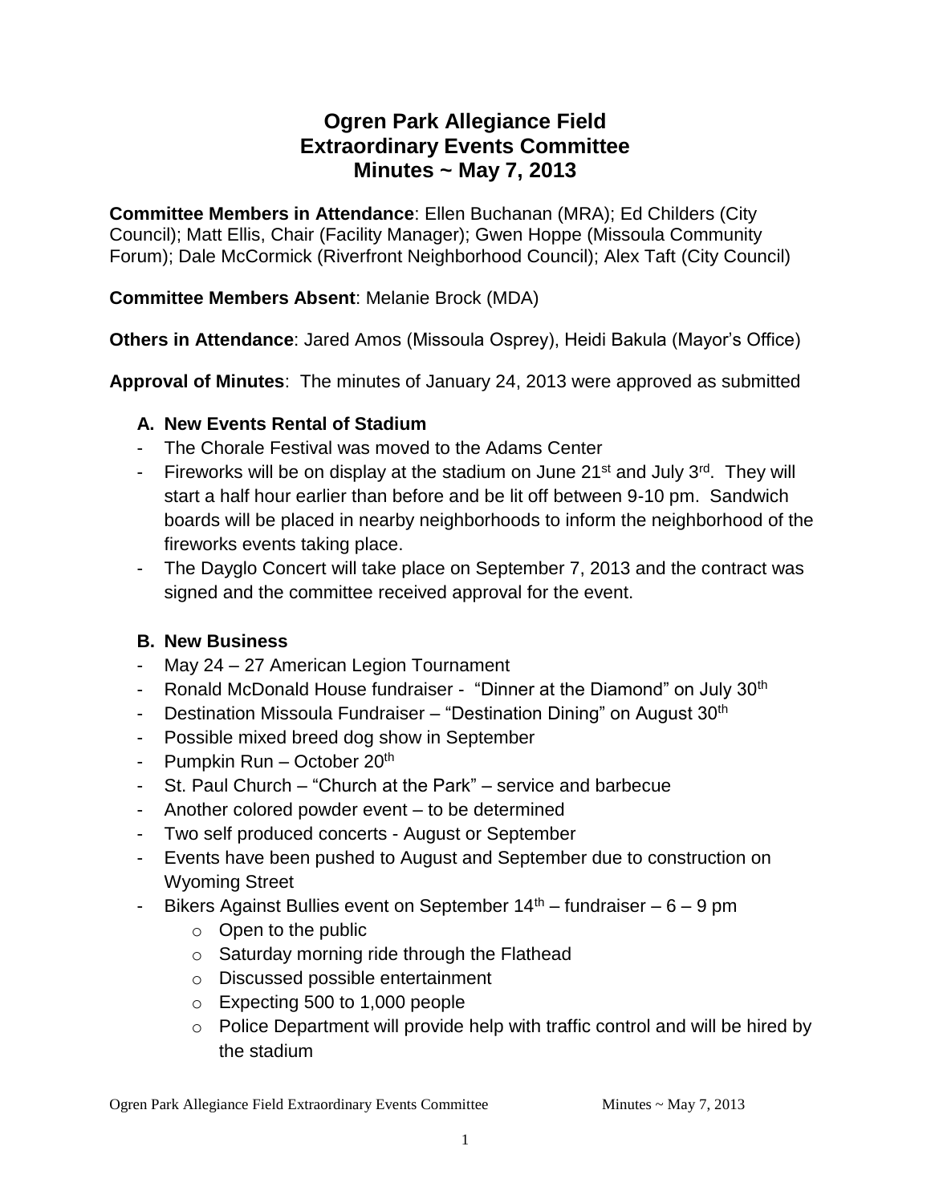# Ogren Park Allegiance Field
# Extraordinary Events Committee
# Minutes ~ May 7, 2013

**Committee Members in Attendance**: Ellen Buchanan (MRA); Ed Childers (City Council); Matt Ellis, Chair (Facility Manager); Gwen Hoppe (Missoula Community Forum); Dale McCormick (Riverfront Neighborhood Council); Alex Taft (City Council)

**Committee Members Absent**: Melanie Brock (MDA)

**Others in Attendance**: Jared Amos (Missoula Osprey), Heidi Bakula (Mayor's Office)

**Approval of Minutes**: The minutes of January 24, 2013 were approved as submitted

### A. New Events Rental of Stadium

- The Chorale Festival was moved to the Adams Center
- Fireworks will be on display at the stadium on June 21st and July 3rd. They will start a half hour earlier than before and be lit off between 9-10 pm. Sandwich boards will be placed in nearby neighborhoods to inform the neighborhood of the fireworks events taking place.
- The Dayglo Concert will take place on September 7, 2013 and the contract was signed and the committee received approval for the event.

### B. New Business

- May 24 – 27 American Legion Tournament
- Ronald McDonald House fundraiser - "Dinner at the Diamond" on July 30th
- Destination Missoula Fundraiser – "Destination Dining" on August 30th
- Possible mixed breed dog show in September
- Pumpkin Run – October 20th
- St. Paul Church – "Church at the Park" – service and barbecue
- Another colored powder event – to be determined
- Two self produced concerts - August or September
- Events have been pushed to August and September due to construction on Wyoming Street
- Bikers Against Bullies event on September 14th – fundraiser – 6 – 9 pm
  - Open to the public
  - Saturday morning ride through the Flathead
  - Discussed possible entertainment
  - Expecting 500 to 1,000 people
  - Police Department will provide help with traffic control and will be hired by the stadium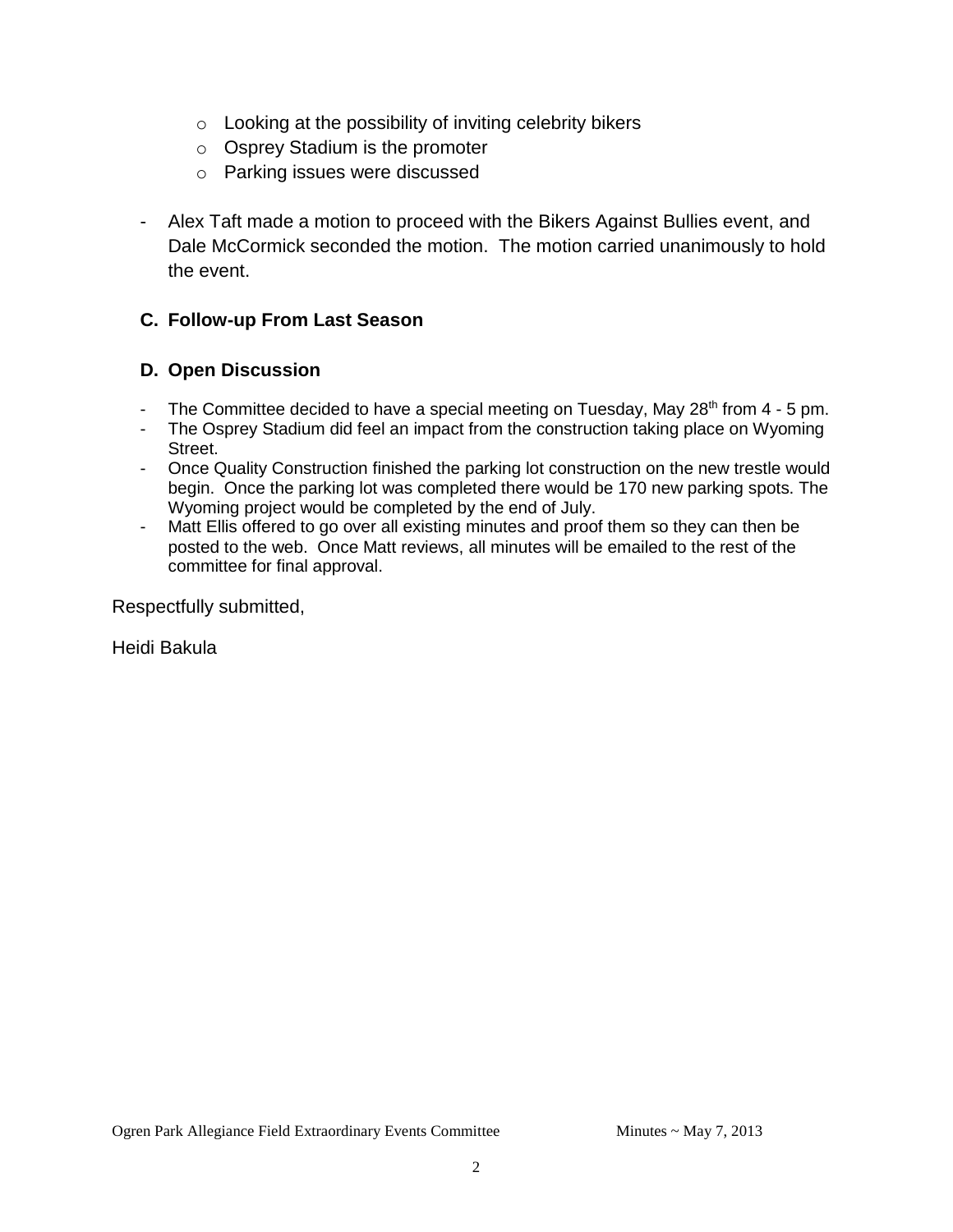- Looking at the possibility of inviting celebrity bikers
  - Osprey Stadium is the promoter
  - Parking issues were discussed

- Alex Taft made a motion to proceed with the Bikers Against Bullies event, and Dale McCormick seconded the motion. The motion carried unanimously to hold the event.

### C. Follow-up From Last Season

### D. Open Discussion

- The Committee decided to have a special meeting on Tuesday, May 28th from 4 - 5 pm.
- The Osprey Stadium did feel an impact from the construction taking place on Wyoming Street.
- Once Quality Construction finished the parking lot construction on the new trestle would begin. Once the parking lot was completed there would be 170 new parking spots. The Wyoming project would be completed by the end of July.
- Matt Ellis offered to go over all existing minutes and proof them so they can then be posted to the web. Once Matt reviews, all minutes will be emailed to the rest of the committee for final approval.

Respectfully submitted,

Heidi Bakula